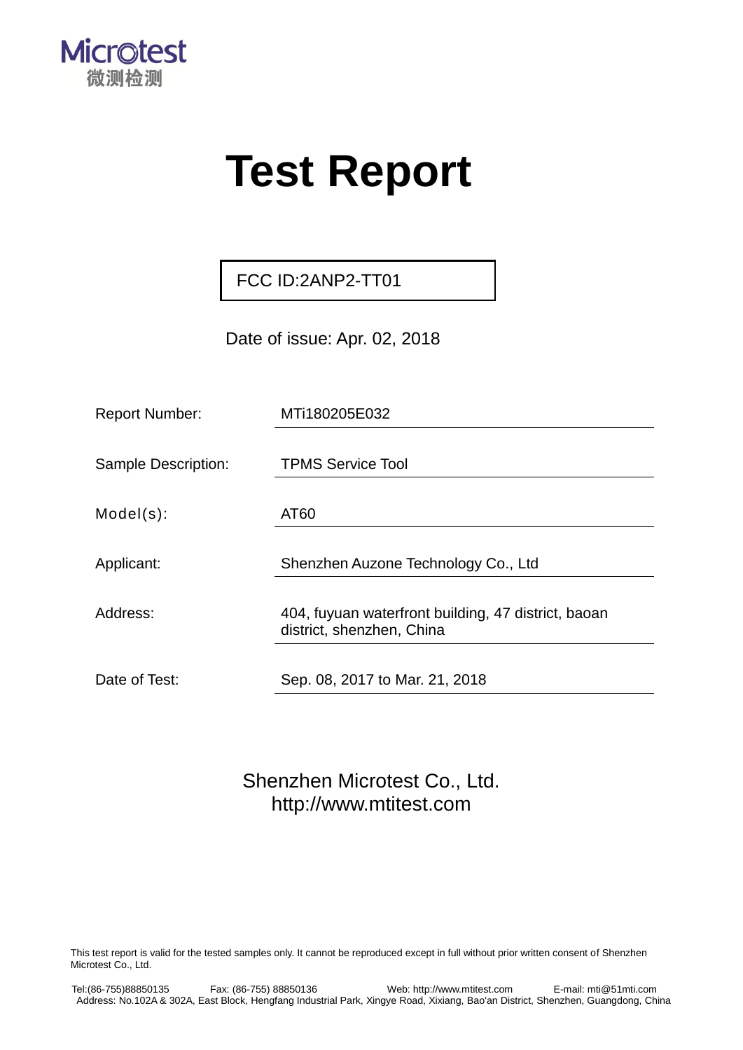Microtest
微测检测

# Test Report

FCC ID:2ANP2-TT01

Date of issue: Apr. 02, 2018

| | |
|---|---|
| Report Number: | MTi180205E032 |
| Sample Description: | TPMS Service Tool |
| Model(s): | AT60 |
| Applicant: | Shenzhen Auzone Technology Co., Ltd |
| Address: | 404, fuyuan waterfront building, 47 district, baoan district, shenzhen, China |
| Date of Test: | Sep. 08, 2017 to Mar. 21, 2018 |

Shenzhen Microtest Co., Ltd.
http://www.mtitest.com

This test report is valid for the tested samples only. It cannot be reproduced except in full without prior written consent of Shenzhen Microtest Co., Ltd.

Tel:(86-755)88850135 Fax: (86-755) 88850136 Web: http://www.mtitest.com E-mail: mti@51mti.com
Address: No.102A & 302A, East Block, Hengfang Industrial Park, Xingye Road, Xixiang, Bao'an District, Shenzhen, Guangdong, China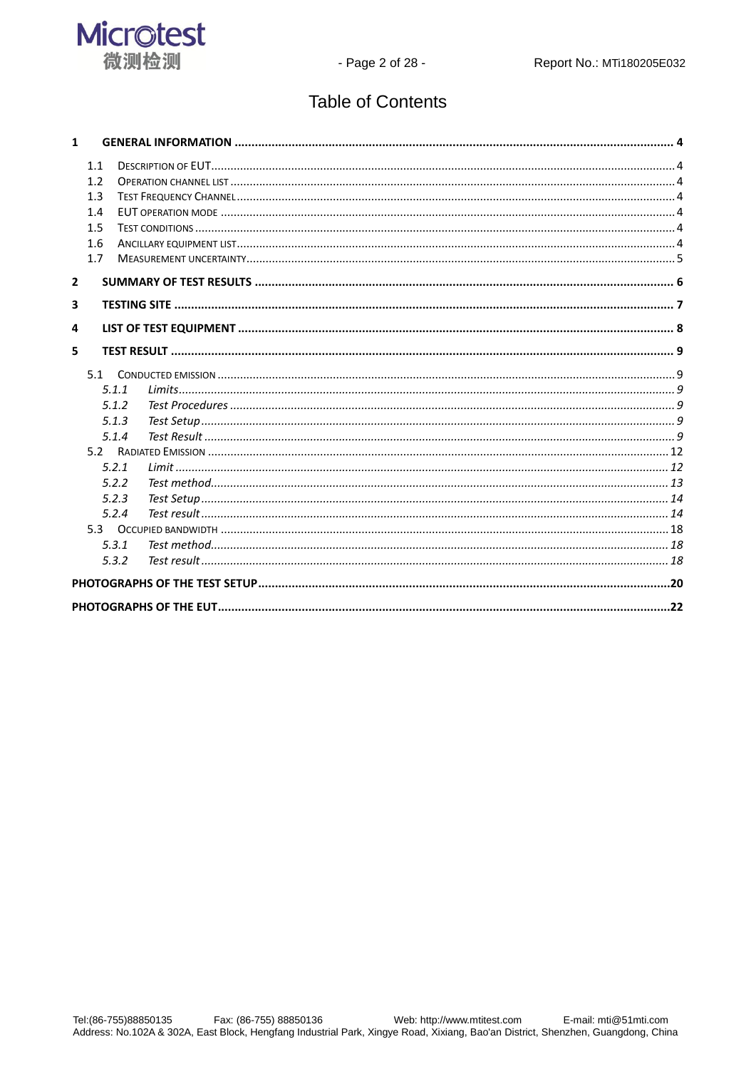# Table of Contents

**1 GENERAL INFORMATION ... 4**

- 1.1 DESCRIPTION OF EUT ... 4
- 1.2 OPERATION CHANNEL LIST ... 4
- 1.3 TEST FREQUENCY CHANNEL ... 4
- 1.4 EUT OPERATION MODE ... 4
- 1.5 TEST CONDITIONS ... 4
- 1.6 ANCILLARY EQUIPMENT LIST ... 4
- 1.7 MEASUREMENT UNCERTAINTY ... 5

**2 SUMMARY OF TEST RESULTS ... 6**

**3 TESTING SITE ... 7**

**4 LIST OF TEST EQUIPMENT ... 8**

**5 TEST RESULT ... 9**

- 5.1 CONDUCTED EMISSION ... 9
  - *5.1.1 Limits ... 9*
  - *5.1.2 Test Procedures ... 9*
  - *5.1.3 Test Setup ... 9*
  - *5.1.4 Test Result ... 9*
- 5.2 RADIATED EMISSION ... 12
  - *5.2.1 Limit ... 12*
  - *5.2.2 Test method ... 13*
  - *5.2.3 Test Setup ... 14*
  - *5.2.4 Test result ... 14*
- 5.3 OCCUPIED BANDWIDTH ... 18
  - *5.3.1 Test method ... 18*
  - *5.3.2 Test result ... 18*

**PHOTOGRAPHS OF THE TEST SETUP ... 20**

**PHOTOGRAPHS OF THE EUT ... 22**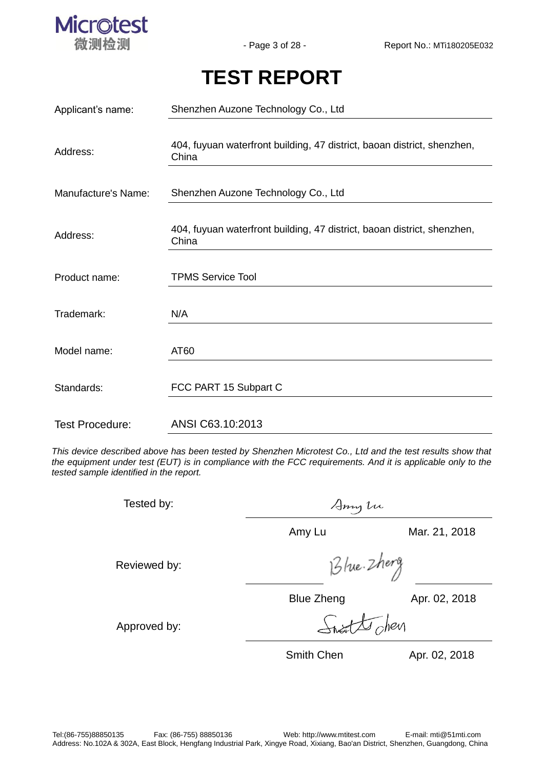# TEST REPORT

| | |
|---|---|
| Applicant's name: | Shenzhen Auzone Technology Co., Ltd |
| Address: | 404, fuyuan waterfront building, 47 district, baoan district, shenzhen, China |
| Manufacture's Name: | Shenzhen Auzone Technology Co., Ltd |
| Address: | 404, fuyuan waterfront building, 47 district, baoan district, shenzhen, China |
| Product name: | TPMS Service Tool |
| Trademark: | N/A |
| Model name: | AT60 |
| Standards: | FCC PART 15 Subpart C |
| Test Procedure: | ANSI C63.10:2013 |

*This device described above has been tested by Shenzhen Microtest Co., Ltd and the test results show that the equipment under test (EUT) is in compliance with the FCC requirements. And it is applicable only to the tested sample identified in the report.*

| | | |
|---|---|---|
| Tested by: | Amy Lu | Mar. 21, 2018 |
| Reviewed by: | Blue Zheng | Apr. 02, 2018 |
| Approved by: | Smith Chen | Apr. 02, 2018 |

Tel:(86-755)88850135 Fax: (86-755) 88850136 Web: http://www.mtitest.com E-mail: mti@51mti.com
Address: No.102A & 302A, East Block, Hengfang Industrial Park, Xingye Road, Xixiang, Bao'an District, Shenzhen, Guangdong, China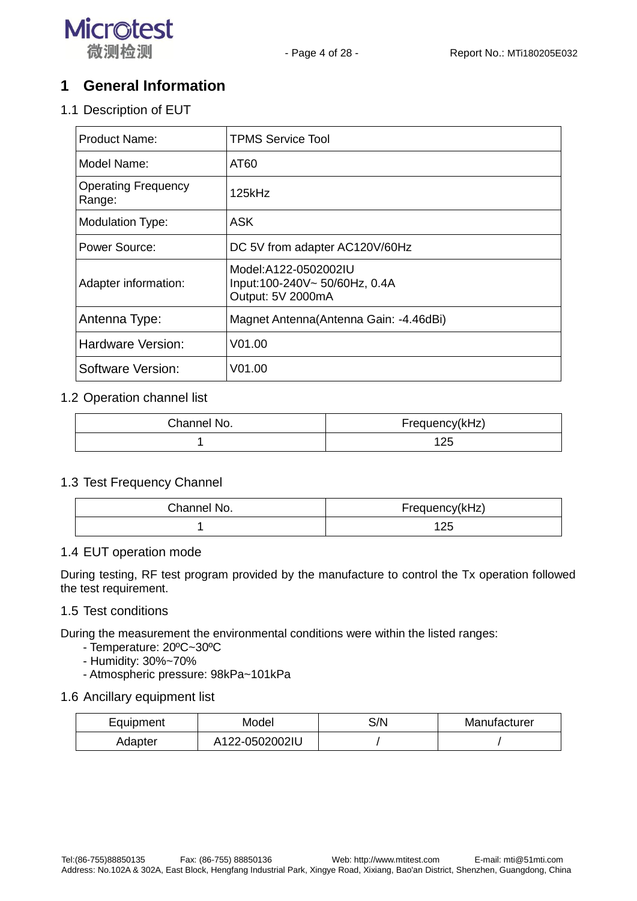# 1 General Information

## 1.1 Description of EUT

| | |
|---|---|
| Product Name: | TPMS Service Tool |
| Model Name: | AT60 |
| Operating Frequency Range: | 125kHz |
| Modulation Type: | ASK |
| Power Source: | DC 5V from adapter AC120V/60Hz |
| Adapter information: | Model:A122-0502002IU<br>Input:100-240V~ 50/60Hz, 0.4A<br>Output: 5V 2000mA |
| Antenna Type: | Magnet Antenna(Antenna Gain: -4.46dBi) |
| Hardware Version: | V01.00 |
| Software Version: | V01.00 |

## 1.2 Operation channel list

| Channel No. | Frequency(kHz) |
|---|---|
| 1 | 125 |

## 1.3 Test Frequency Channel

| Channel No. | Frequency(kHz) |
|---|---|
| 1 | 125 |

## 1.4 EUT operation mode

During testing, RF test program provided by the manufacture to control the Tx operation followed the test requirement.

## 1.5 Test conditions

During the measurement the environmental conditions were within the listed ranges:

- Temperature: 20ºC~30ºC
- Humidity: 30%~70%
- Atmospheric pressure: 98kPa~101kPa

## 1.6 Ancillary equipment list

| Equipment | Model | S/N | Manufacturer |
|---|---|---|---|
| Adapter | A122-0502002IU | / | / |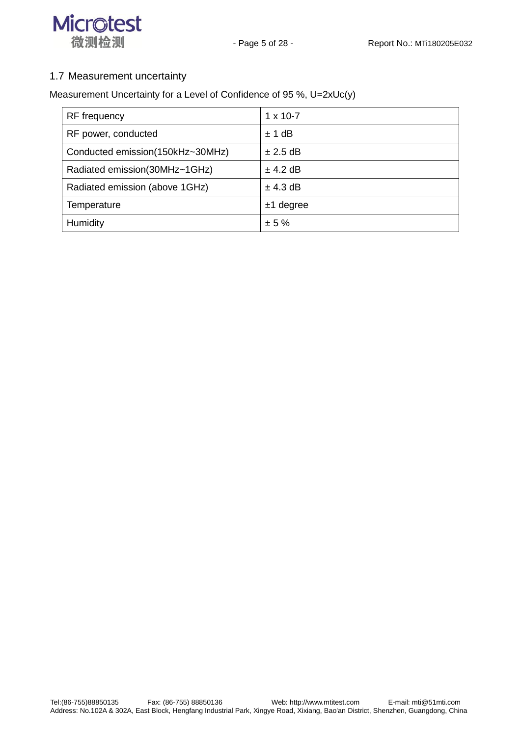## 1.7 Measurement uncertainty

Measurement Uncertainty for a Level of Confidence of 95 %, U=2xUc(y)

| RF frequency | 1 x 10-7 |
|---|---|
| RF power, conducted | ± 1 dB |
| Conducted emission(150kHz~30MHz) | ± 2.5 dB |
| Radiated emission(30MHz~1GHz) | ± 4.2 dB |
| Radiated emission (above 1GHz) | ± 4.3 dB |
| Temperature | ±1 degree |
| Humidity | ± 5 % |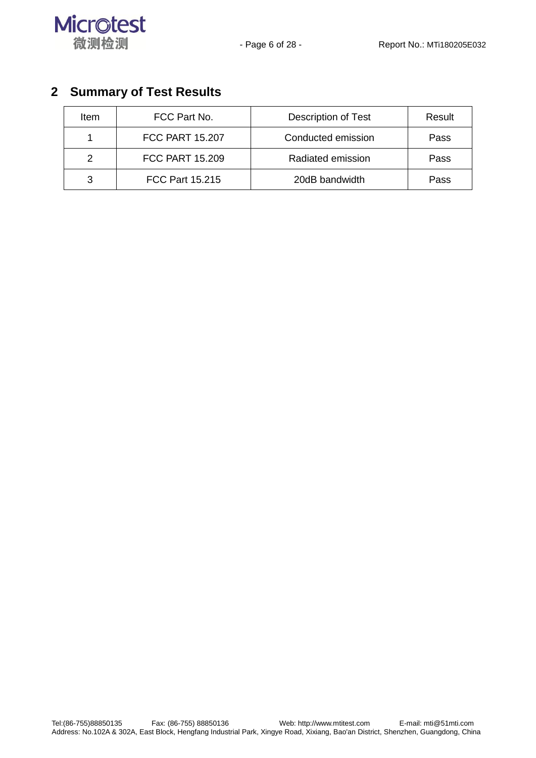## 2 Summary of Test Results

| Item | FCC Part No. | Description of Test | Result |
|---|---|---|---|
| 1 | FCC PART 15.207 | Conducted emission | Pass |
| 2 | FCC PART 15.209 | Radiated emission | Pass |
| 3 | FCC Part 15.215 | 20dB bandwidth | Pass |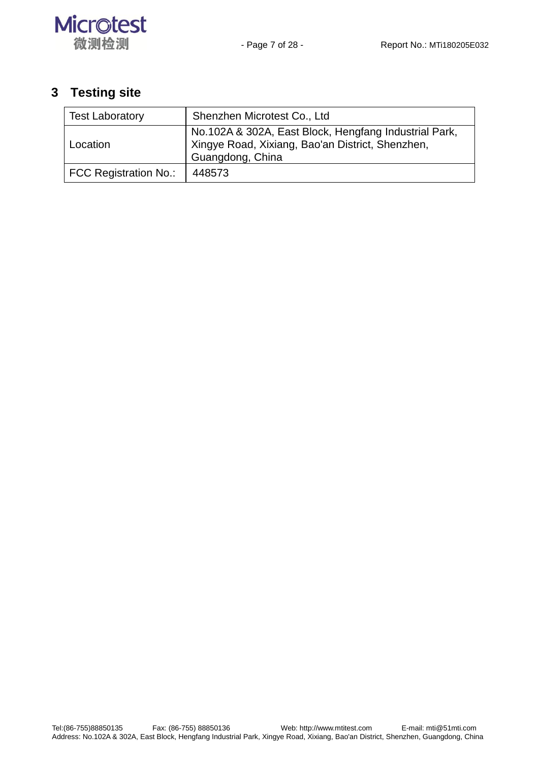# 3 Testing site

| Test Laboratory | Shenzhen Microtest Co., Ltd |
|---|---|
| Location | No.102A & 302A, East Block, Hengfang Industrial Park, Xingye Road, Xixiang, Bao'an District, Shenzhen, Guangdong, China |
| FCC Registration No.: | 448573 |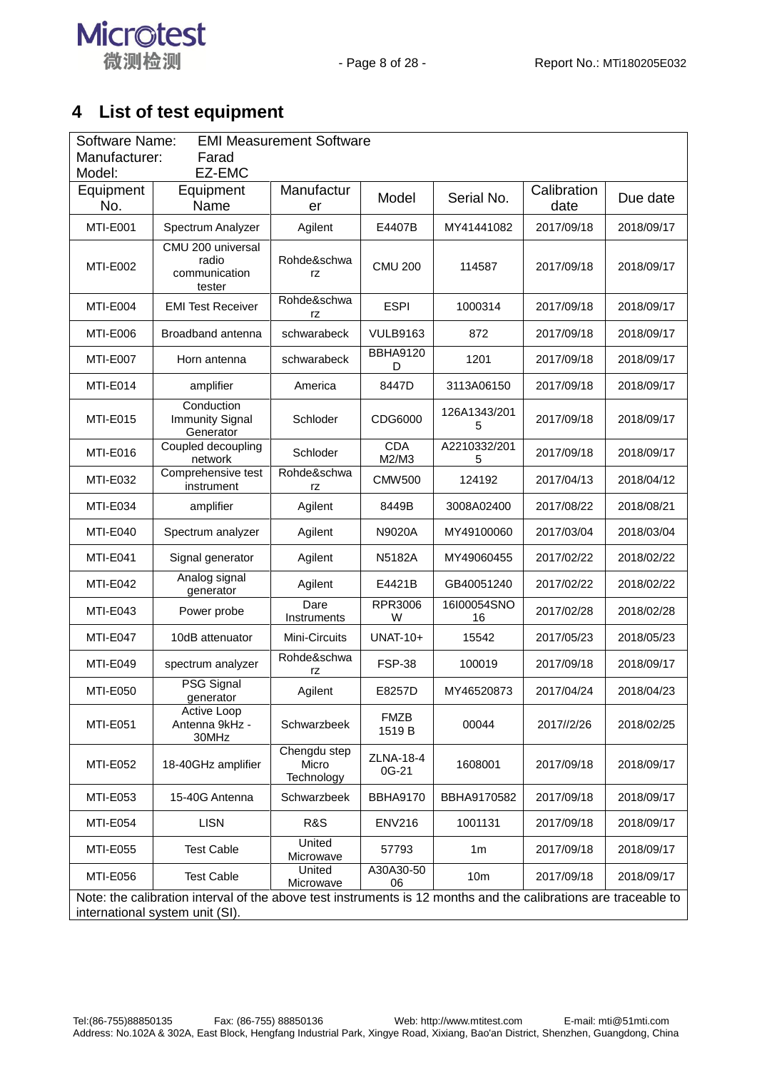# 4 List of test equipment

Software Name: EMI Measurement Software
Manufacturer: Farad
Model: EZ-EMC

| Equipment No. | Equipment Name | Manufacturer | Model | Serial No. | Calibration date | Due date |
|---|---|---|---|---|---|---|
| MTI-E001 | Spectrum Analyzer | Agilent | E4407B | MY41441082 | 2017/09/18 | 2018/09/17 |
| MTI-E002 | CMU 200 universal radio communication tester | Rohde&schwarz | CMU 200 | 114587 | 2017/09/18 | 2018/09/17 |
| MTI-E004 | EMI Test Receiver | Rohde&schwarz | ESPI | 1000314 | 2017/09/18 | 2018/09/17 |
| MTI-E006 | Broadband antenna | schwarabeck | VULB9163 | 872 | 2017/09/18 | 2018/09/17 |
| MTI-E007 | Horn antenna | schwarabeck | BBHA9120 D | 1201 | 2017/09/18 | 2018/09/17 |
| MTI-E014 | amplifier | America | 8447D | 3113A06150 | 2017/09/18 | 2018/09/17 |
| MTI-E015 | Conduction Immunity Signal Generator | Schloder | CDG6000 | 126A1343/2015 | 2017/09/18 | 2018/09/17 |
| MTI-E016 | Coupled decoupling network | Schloder | CDA M2/M3 | A2210332/2015 | 2017/09/18 | 2018/09/17 |
| MTI-E032 | Comprehensive test instrument | Rohde&schwarz | CMW500 | 124192 | 2017/04/13 | 2018/04/12 |
| MTI-E034 | amplifier | Agilent | 8449B | 3008A02400 | 2017/08/22 | 2018/08/21 |
| MTI-E040 | Spectrum analyzer | Agilent | N9020A | MY49100060 | 2017/03/04 | 2018/03/04 |
| MTI-E041 | Signal generator | Agilent | N5182A | MY49060455 | 2017/02/22 | 2018/02/22 |
| MTI-E042 | Analog signal generator | Agilent | E4421B | GB40051240 | 2017/02/22 | 2018/02/22 |
| MTI-E043 | Power probe | Dare Instruments | RPR3006W | 16I00054SNO16 | 2017/02/28 | 2018/02/28 |
| MTI-E047 | 10dB attenuator | Mini-Circuits | UNAT-10+ | 15542 | 2017/05/23 | 2018/05/23 |
| MTI-E049 | spectrum analyzer | Rohde&schwarz | FSP-38 | 100019 | 2017/09/18 | 2018/09/17 |
| MTI-E050 | PSG Signal generator | Agilent | E8257D | MY46520873 | 2017/04/24 | 2018/04/23 |
| MTI-E051 | Active Loop Antenna 9kHz - 30MHz | Schwarzbeek | FMZB 1519 B | 00044 | 2017//2/26 | 2018/02/25 |
| MTI-E052 | 18-40GHz amplifier | Chengdu step Micro Technology | ZLNA-18-40G-21 | 1608001 | 2017/09/18 | 2018/09/17 |
| MTI-E053 | 15-40G Antenna | Schwarzbeek | BBHA9170 | BBHA9170582 | 2017/09/18 | 2018/09/17 |
| MTI-E054 | LISN | R&S | ENV216 | 1001131 | 2017/09/18 | 2018/09/17 |
| MTI-E055 | Test Cable | United Microwave | 57793 | 1m | 2017/09/18 | 2018/09/17 |
| MTI-E056 | Test Cable | United Microwave | A30A30-5006 | 10m | 2017/09/18 | 2018/09/17 |

Note: the calibration interval of the above test instruments is 12 months and the calibrations are traceable to international system unit (SI).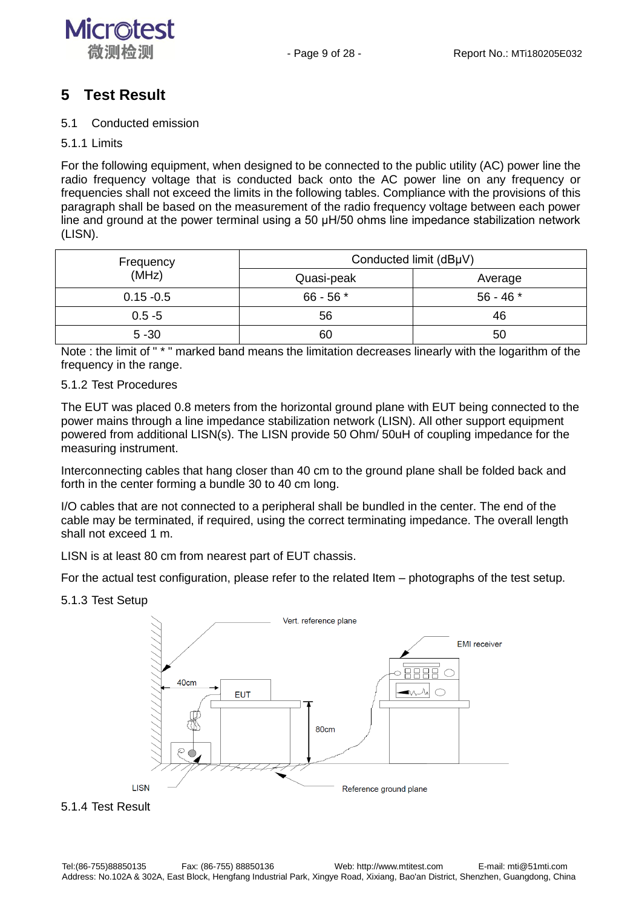# 5 Test Result

## 5.1 Conducted emission

### 5.1.1 Limits

For the following equipment, when designed to be connected to the public utility (AC) power line the radio frequency voltage that is conducted back onto the AC power line on any frequency or frequencies shall not exceed the limits in the following tables. Compliance with the provisions of this paragraph shall be based on the measurement of the radio frequency voltage between each power line and ground at the power terminal using a 50 μH/50 ohms line impedance stabilization network (LISN).

| Frequency (MHz) | Conducted limit (dBμV) | |
|---|---|---|
| | Quasi-peak | Average |
| 0.15 -0.5 | 66 - 56 * | 56 - 46 * |
| 0.5 -5 | 56 | 46 |
| 5 -30 | 60 | 50 |

Note : the limit of " * " marked band means the limitation decreases linearly with the logarithm of the frequency in the range.

### 5.1.2 Test Procedures

The EUT was placed 0.8 meters from the horizontal ground plane with EUT being connected to the power mains through a line impedance stabilization network (LISN). All other support equipment powered from additional LISN(s). The LISN provide 50 Ohm/ 50uH of coupling impedance for the measuring instrument.

Interconnecting cables that hang closer than 40 cm to the ground plane shall be folded back and forth in the center forming a bundle 30 to 40 cm long.

I/O cables that are not connected to a peripheral shall be bundled in the center. The end of the cable may be terminated, if required, using the correct terminating impedance. The overall length shall not exceed 1 m.

LISN is at least 80 cm from nearest part of EUT chassis.

For the actual test configuration, please refer to the related Item – photographs of the test setup.

### 5.1.3 Test Setup

Vert. reference plane

EMI receiver

40cm

EUT

80cm

LISN

Reference ground plane

### 5.1.4 Test Result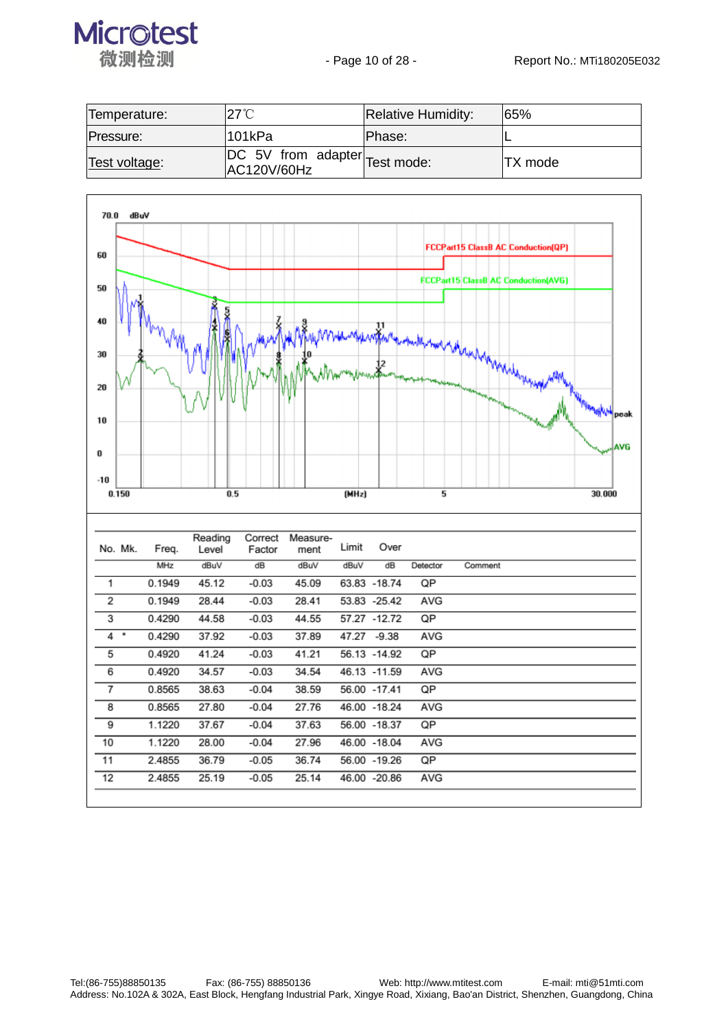| Temperature: | 27℃ | Relative Humidity: | 65% |
|---|---|---|---|
| Pressure: | 101kPa | Phase: | L |
| Test voltage: | DC 5V from adapter AC120V/60Hz | Test mode: | TX mode |

| No. | Mk. | Freq. | Reading Level | Correct Factor | Measure-ment | Limit | Over | Detector | Comment |
|---|---|---|---|---|---|---|---|---|---|
| | | MHz | dBuV | dB | dBuV | dBuV | dB | | |
| 1 | | 0.1949 | 45.12 | -0.03 | 45.09 | 63.83 | -18.74 | QP | |
| 2 | | 0.1949 | 28.44 | -0.03 | 28.41 | 53.83 | -25.42 | AVG | |
| 3 | | 0.4290 | 44.58 | -0.03 | 44.55 | 57.27 | -12.72 | QP | |
| 4 | * | 0.4290 | 37.92 | -0.03 | 37.89 | 47.27 | -9.38 | AVG | |
| 5 | | 0.4920 | 41.24 | -0.03 | 41.21 | 56.13 | -14.92 | QP | |
| 6 | | 0.4920 | 34.57 | -0.03 | 34.54 | 46.13 | -11.59 | AVG | |
| 7 | | 0.8565 | 38.63 | -0.04 | 38.59 | 56.00 | -17.41 | QP | |
| 8 | | 0.8565 | 27.80 | -0.04 | 27.76 | 46.00 | -18.24 | AVG | |
| 9 | | 1.1220 | 37.67 | -0.04 | 37.63 | 56.00 | -18.37 | QP | |
| 10 | | 1.1220 | 28.00 | -0.04 | 27.96 | 46.00 | -18.04 | AVG | |
| 11 | | 2.4855 | 36.79 | -0.05 | 36.74 | 56.00 | -19.26 | QP | |
| 12 | | 2.4855 | 25.19 | -0.05 | 25.14 | 46.00 | -20.86 | AVG | |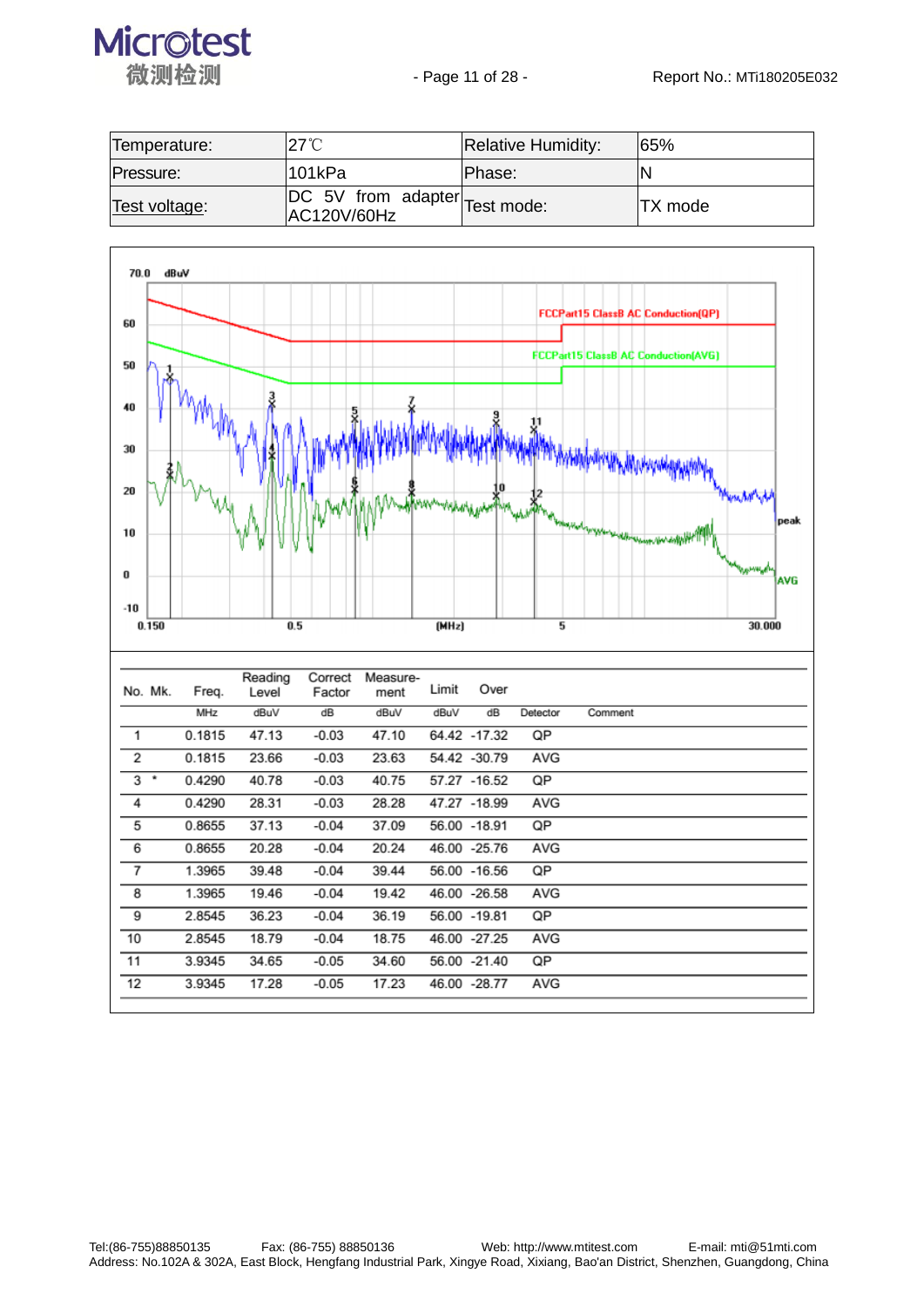| Temperature: | 27℃ | Relative Humidity: | 65% |
|---|---|---|---|
| Pressure: | 101kPa | Phase: | N |
| Test voltage: | DC 5V from adapter AC120V/60Hz | Test mode: | TX mode |

| No. | Mk. | Freq. | Reading Level | Correct Factor | Measure-ment | Limit | Over | Detector | Comment |
|---|---|---|---|---|---|---|---|---|---|
| | | MHz | dBuV | dB | dBuV | dBuV | dB | | |
| 1 | | 0.1815 | 47.13 | -0.03 | 47.10 | 64.42 | -17.32 | QP | |
| 2 | | 0.1815 | 23.66 | -0.03 | 23.63 | 54.42 | -30.79 | AVG | |
| 3 | * | 0.4290 | 40.78 | -0.03 | 40.75 | 57.27 | -16.52 | QP | |
| 4 | | 0.4290 | 28.31 | -0.03 | 28.28 | 47.27 | -18.99 | AVG | |
| 5 | | 0.8655 | 37.13 | -0.04 | 37.09 | 56.00 | -18.91 | QP | |
| 6 | | 0.8655 | 20.28 | -0.04 | 20.24 | 46.00 | -25.76 | AVG | |
| 7 | | 1.3965 | 39.48 | -0.04 | 39.44 | 56.00 | -16.56 | QP | |
| 8 | | 1.3965 | 19.46 | -0.04 | 19.42 | 46.00 | -26.58 | AVG | |
| 9 | | 2.8545 | 36.23 | -0.04 | 36.19 | 56.00 | -19.81 | QP | |
| 10 | | 2.8545 | 18.79 | -0.04 | 18.75 | 46.00 | -27.25 | AVG | |
| 11 | | 3.9345 | 34.65 | -0.05 | 34.60 | 56.00 | -21.40 | QP | |
| 12 | | 3.9345 | 17.28 | -0.05 | 17.23 | 46.00 | -28.77 | AVG | |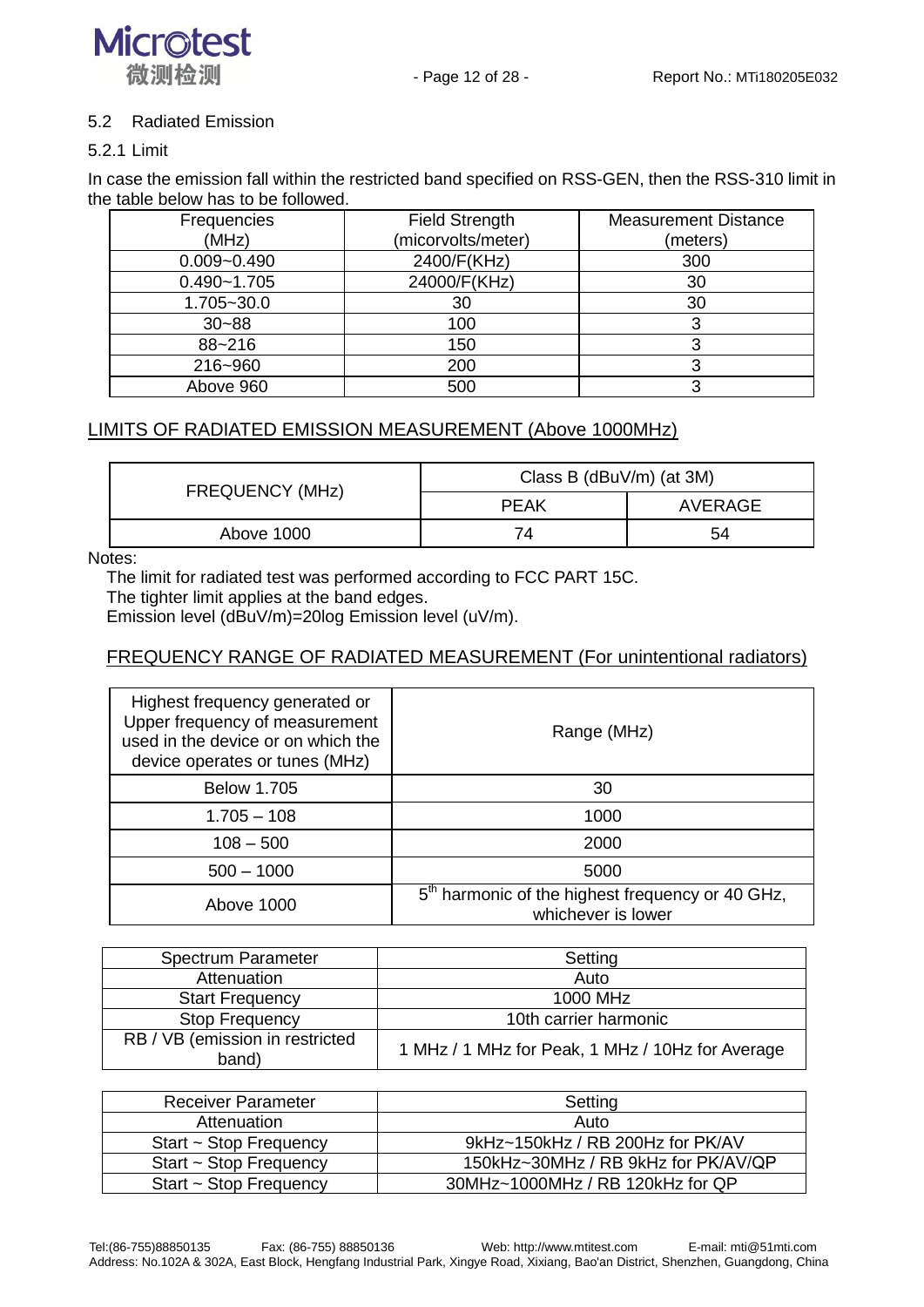5.2 Radiated Emission

5.2.1 Limit

In case the emission fall within the restricted band specified on RSS-GEN, then the RSS-310 limit in the table below has to be followed.

| Frequencies (MHz) | Field Strength (micorvolts/meter) | Measurement Distance (meters) |
|---|---|---|
| 0.009~0.490 | 2400/F(KHz) | 300 |
| 0.490~1.705 | 24000/F(KHz) | 30 |
| 1.705~30.0 | 30 | 30 |
| 30~88 | 100 | 3 |
| 88~216 | 150 | 3 |
| 216~960 | 200 | 3 |
| Above 960 | 500 | 3 |

LIMITS OF RADIATED EMISSION MEASUREMENT (Above 1000MHz)

| FREQUENCY (MHz) | Class B (dBuV/m) (at 3M) | |
|---|---|---|
| | PEAK | AVERAGE |
| Above 1000 | 74 | 54 |

Notes:

The limit for radiated test was performed according to FCC PART 15C.
The tighter limit applies at the band edges.
Emission level (dBuV/m)=20log Emission level (uV/m).

FREQUENCY RANGE OF RADIATED MEASUREMENT (For unintentional radiators)

| Highest frequency generated or Upper frequency of measurement used in the device or on which the device operates or tunes (MHz) | Range (MHz) |
|---|---|
| Below 1.705 | 30 |
| 1.705 – 108 | 1000 |
| 108 – 500 | 2000 |
| 500 – 1000 | 5000 |
| Above 1000 | 5th harmonic of the highest frequency or 40 GHz, whichever is lower |

| Spectrum Parameter | Setting |
|---|---|
| Attenuation | Auto |
| Start Frequency | 1000 MHz |
| Stop Frequency | 10th carrier harmonic |
| RB / VB (emission in restricted band) | 1 MHz / 1 MHz for Peak, 1 MHz / 10Hz for Average |

| Receiver Parameter | Setting |
|---|---|
| Attenuation | Auto |
| Start ~ Stop Frequency | 9kHz~150kHz / RB 200Hz for PK/AV |
| Start ~ Stop Frequency | 150kHz~30MHz / RB 9kHz for PK/AV/QP |
| Start ~ Stop Frequency | 30MHz~1000MHz / RB 120kHz for QP |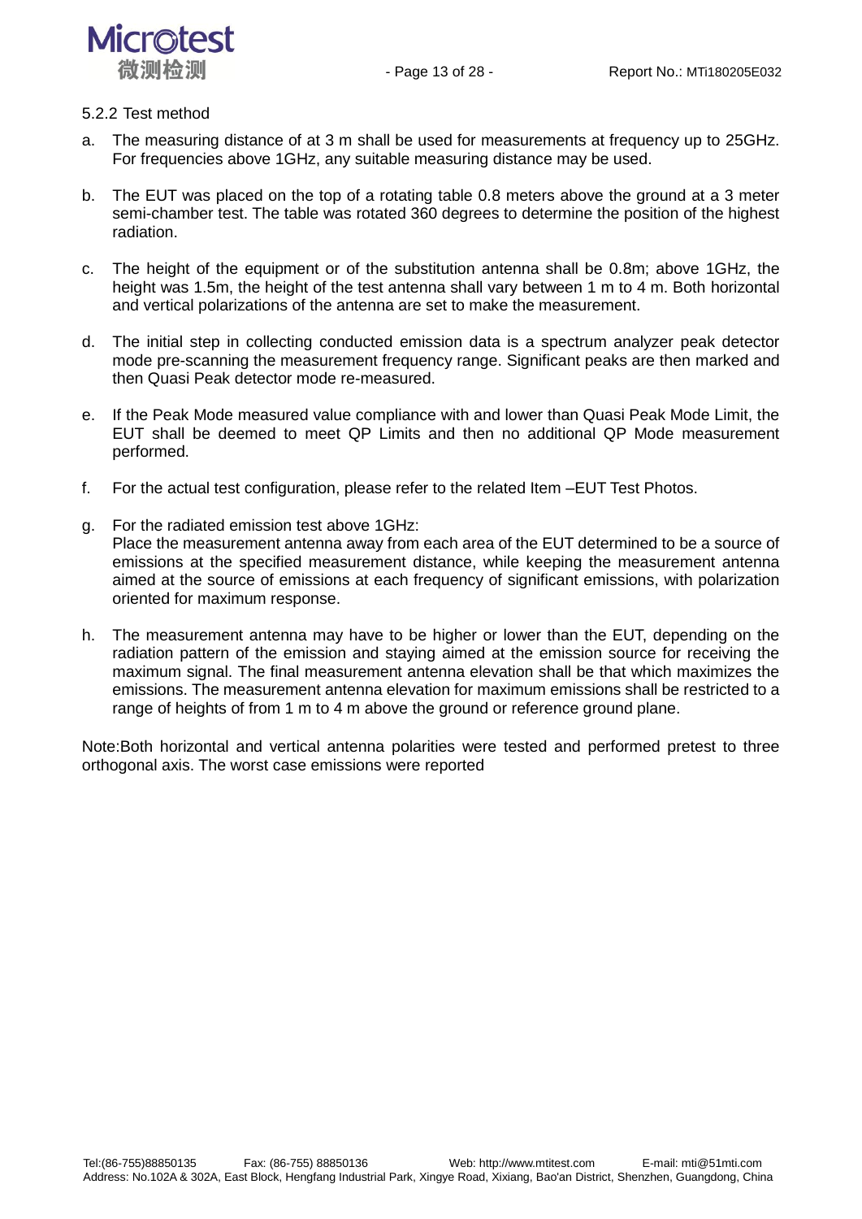5.2.2 Test method

a. The measuring distance of at 3 m shall be used for measurements at frequency up to 25GHz. For frequencies above 1GHz, any suitable measuring distance may be used.

b. The EUT was placed on the top of a rotating table 0.8 meters above the ground at a 3 meter semi-chamber test. The table was rotated 360 degrees to determine the position of the highest radiation.

c. The height of the equipment or of the substitution antenna shall be 0.8m; above 1GHz, the height was 1.5m, the height of the test antenna shall vary between 1 m to 4 m. Both horizontal and vertical polarizations of the antenna are set to make the measurement.

d. The initial step in collecting conducted emission data is a spectrum analyzer peak detector mode pre-scanning the measurement frequency range. Significant peaks are then marked and then Quasi Peak detector mode re-measured.

e. If the Peak Mode measured value compliance with and lower than Quasi Peak Mode Limit, the EUT shall be deemed to meet QP Limits and then no additional QP Mode measurement performed.

f. For the actual test configuration, please refer to the related Item –EUT Test Photos.

g. For the radiated emission test above 1GHz:
   Place the measurement antenna away from each area of the EUT determined to be a source of emissions at the specified measurement distance, while keeping the measurement antenna aimed at the source of emissions at each frequency of significant emissions, with polarization oriented for maximum response.

h. The measurement antenna may have to be higher or lower than the EUT, depending on the radiation pattern of the emission and staying aimed at the emission source for receiving the maximum signal. The final measurement antenna elevation shall be that which maximizes the emissions. The measurement antenna elevation for maximum emissions shall be restricted to a range of heights of from 1 m to 4 m above the ground or reference ground plane.

Note:Both horizontal and vertical antenna polarities were tested and performed pretest to three orthogonal axis. The worst case emissions were reported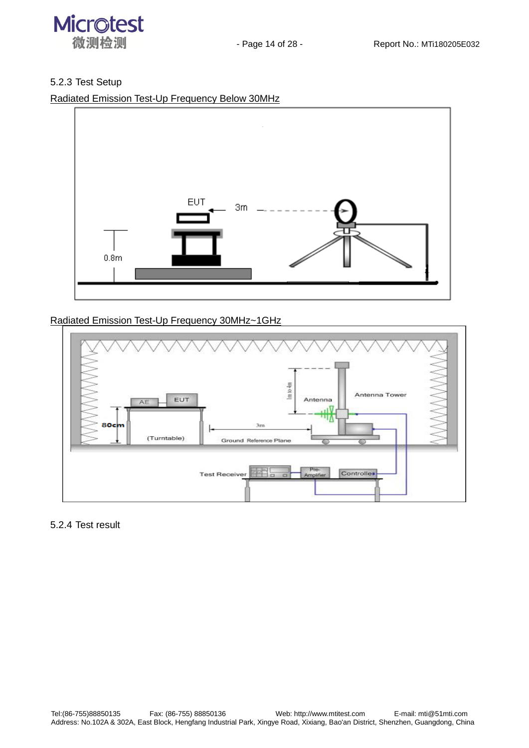5.2.3 Test Setup

Radiated Emission Test-Up Frequency Below 30MHz

EUT

3m

0.8m

Radiated Emission Test-Up Frequency 30MHz~1GHz

AE

EUT

80cm

(Turntable)

3m

Ground Reference Plane

1m to 4m

Antenna

Antenna Tower

Test Receiver

Pre-Amplifier

Controller

5.2.4 Test result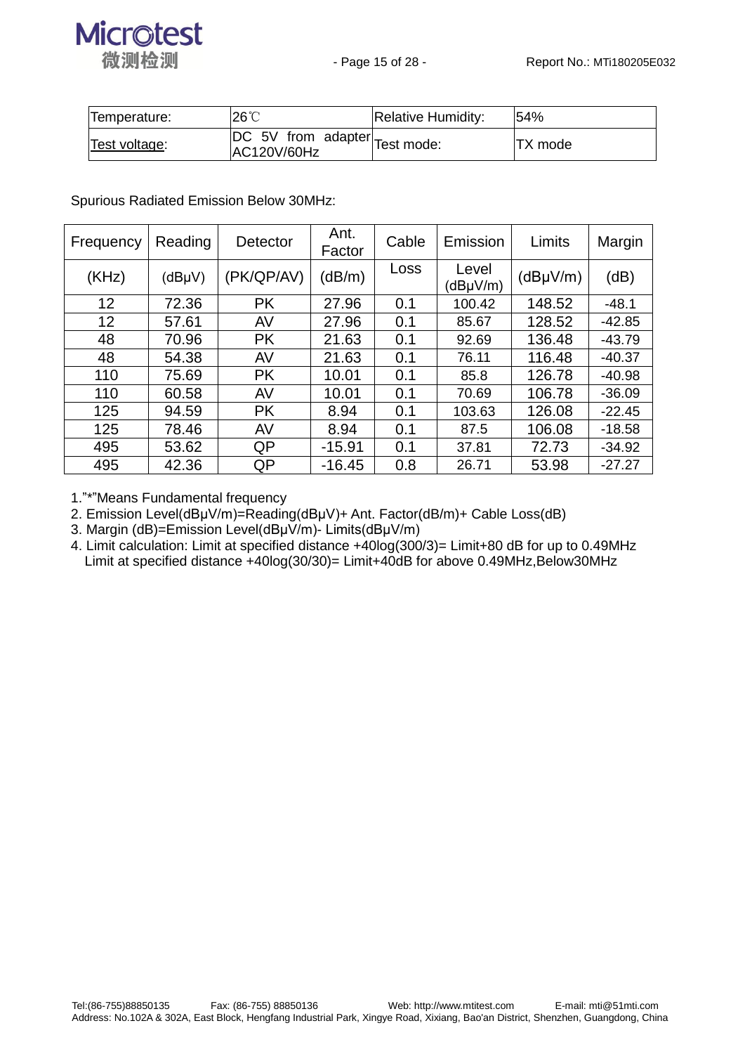| Temperature: | 26℃ | Relative Humidity: | 54% |
|---|---|---|---|
| Test voltage: | DC 5V from adapter AC120V/60Hz | Test mode: | TX mode |

Spurious Radiated Emission Below 30MHz:

| Frequency | Reading | Detector | Ant. Factor | Cable | Emission | Limits | Margin |
|---|---|---|---|---|---|---|---|
| (KHz) | (dBμV) | (PK/QP/AV) | (dB/m) | Loss | Level (dBμV/m) | (dBμV/m) | (dB) |
| 12 | 72.36 | PK | 27.96 | 0.1 | 100.42 | 148.52 | -48.1 |
| 12 | 57.61 | AV | 27.96 | 0.1 | 85.67 | 128.52 | -42.85 |
| 48 | 70.96 | PK | 21.63 | 0.1 | 92.69 | 136.48 | -43.79 |
| 48 | 54.38 | AV | 21.63 | 0.1 | 76.11 | 116.48 | -40.37 |
| 110 | 75.69 | PK | 10.01 | 0.1 | 85.8 | 126.78 | -40.98 |
| 110 | 60.58 | AV | 10.01 | 0.1 | 70.69 | 106.78 | -36.09 |
| 125 | 94.59 | PK | 8.94 | 0.1 | 103.63 | 126.08 | -22.45 |
| 125 | 78.46 | AV | 8.94 | 0.1 | 87.5 | 106.08 | -18.58 |
| 495 | 53.62 | QP | -15.91 | 0.1 | 37.81 | 72.73 | -34.92 |
| 495 | 42.36 | QP | -16.45 | 0.8 | 26.71 | 53.98 | -27.27 |

1."*"Means Fundamental frequency
2. Emission Level(dBμV/m)=Reading(dBμV)+ Ant. Factor(dB/m)+ Cable Loss(dB)
3. Margin (dB)=Emission Level(dBμV/m)- Limits(dBμV/m)
4. Limit calculation: Limit at specified distance +40log(300/3)= Limit+80 dB for up to 0.49MHz
   Limit at specified distance +40log(30/30)= Limit+40dB for above 0.49MHz,Below30MHz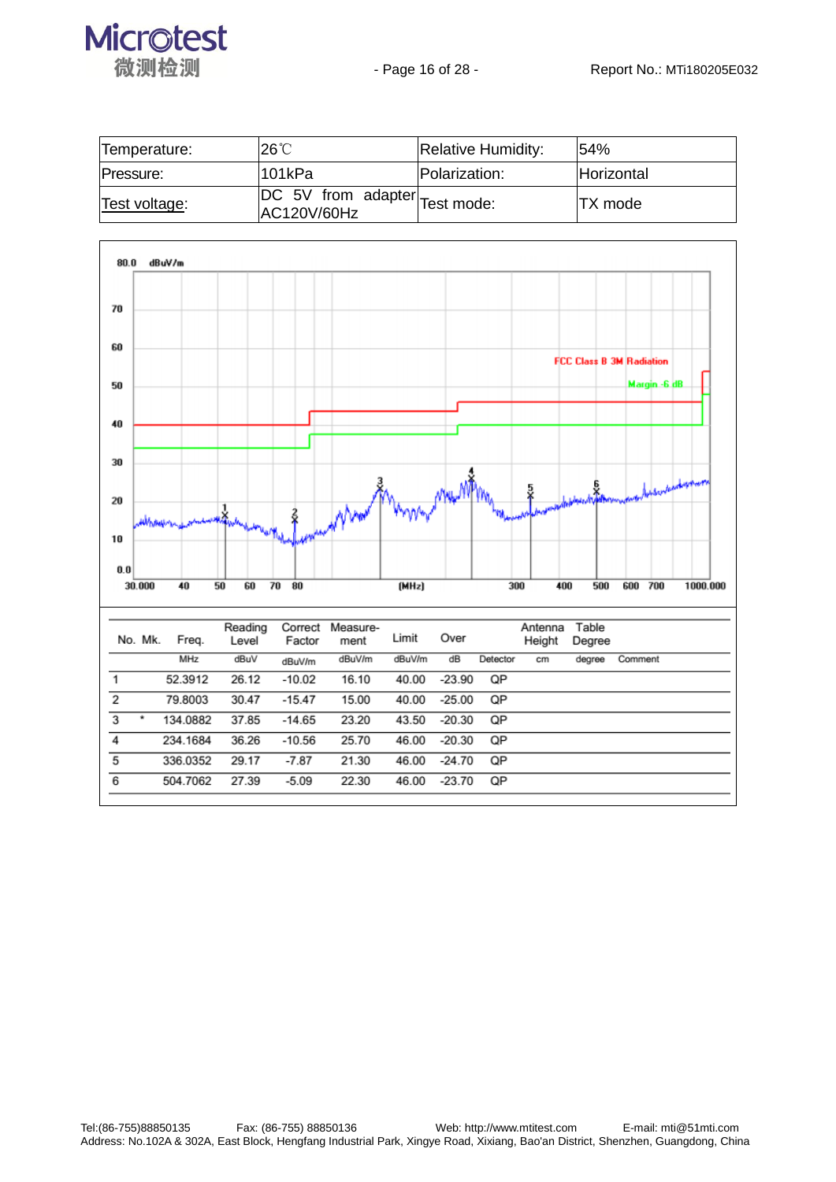| Temperature: | 26℃ | Relative Humidity: | 54% |
|---|---|---|---|
| Pressure: | 101kPa | Polarization: | Horizontal |
| Test voltage: | DC 5V from adapter AC120V/60Hz | Test mode: | TX mode |

80.0 dBuV/m

FCC Class B 3M Radiation

Margin -6 dB

(MHz)

| No. | Mk. | Freq. | Reading Level | Correct Factor | Measure-ment | Limit | Over | Detector | Antenna Height | Table Degree | Comment |
|---|---|---|---|---|---|---|---|---|---|---|---|
| | | MHz | dBuV | dBuV/m | dBuV/m | dBuV/m | dB | | cm | degree | |
| 1 | | 52.3912 | 26.12 | -10.02 | 16.10 | 40.00 | -23.90 | QP | | | |
| 2 | | 79.8003 | 30.47 | -15.47 | 15.00 | 40.00 | -25.00 | QP | | | |
| 3 | * | 134.0882 | 37.85 | -14.65 | 23.20 | 43.50 | -20.30 | QP | | | |
| 4 | | 234.1684 | 36.26 | -10.56 | 25.70 | 46.00 | -20.30 | QP | | | |
| 5 | | 336.0352 | 29.17 | -7.87 | 21.30 | 46.00 | -24.70 | QP | | | |
| 6 | | 504.7062 | 27.39 | -5.09 | 22.30 | 46.00 | -23.70 | QP | | | |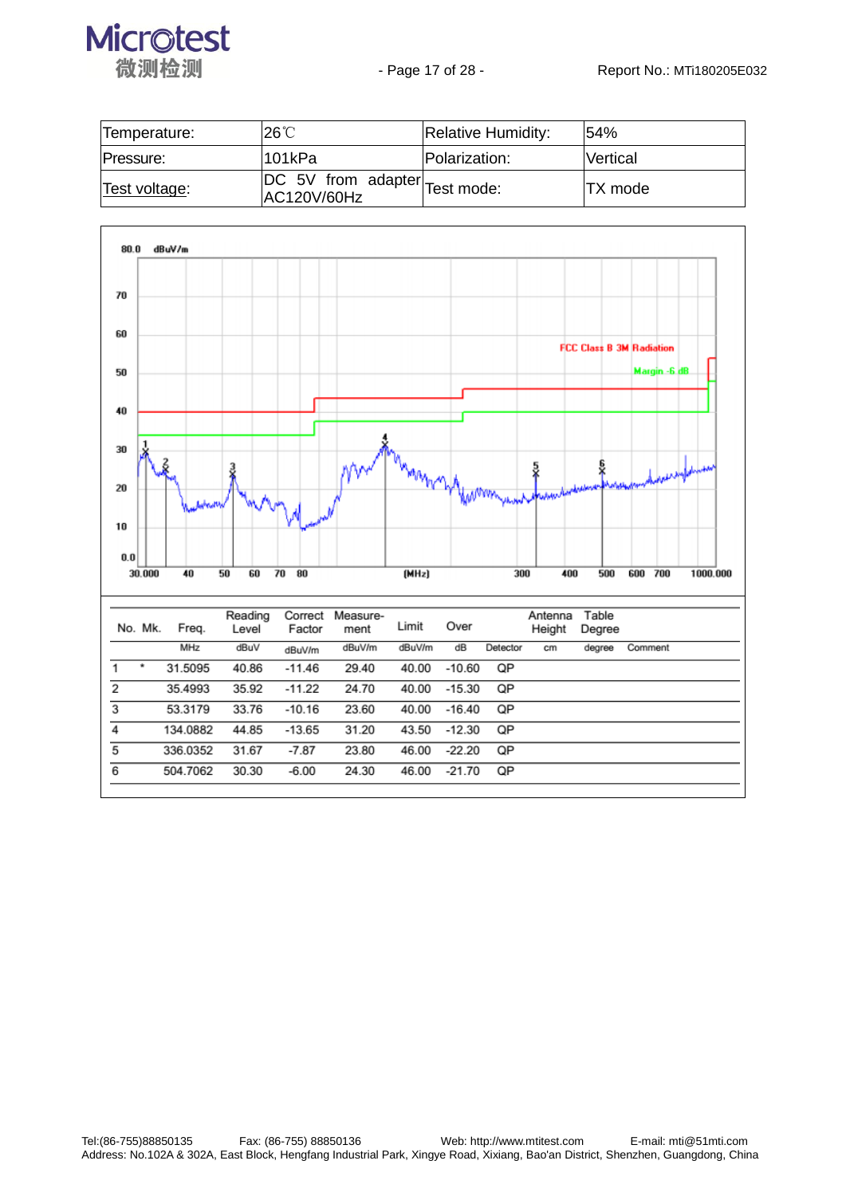| Temperature: | 26℃ | Relative Humidity: | 54% |
|---|---|---|---|
| Pressure: | 101kPa | Polarization: | Vertical |
| Test voltage: | DC 5V from adapter AC120V/60Hz | Test mode: | TX mode |

| No. | Mk. | Freq. | Reading Level | Correct Factor | Measure-ment | Limit | Over | Detector | Antenna Height | Table Degree | Comment |
|---|---|---|---|---|---|---|---|---|---|---|---|
| | | MHz | dBuV | dBuV/m | dBuV/m | dBuV/m | dB | | cm | degree | |
| 1 | * | 31.5095 | 40.86 | -11.46 | 29.40 | 40.00 | -10.60 | QP | | | |
| 2 | | 35.4993 | 35.92 | -11.22 | 24.70 | 40.00 | -15.30 | QP | | | |
| 3 | | 53.3179 | 33.76 | -10.16 | 23.60 | 40.00 | -16.40 | QP | | | |
| 4 | | 134.0882 | 44.85 | -13.65 | 31.20 | 43.50 | -12.30 | QP | | | |
| 5 | | 336.0352 | 31.67 | -7.87 | 23.80 | 46.00 | -22.20 | QP | | | |
| 6 | | 504.7062 | 30.30 | -6.00 | 24.30 | 46.00 | -21.70 | QP | | | |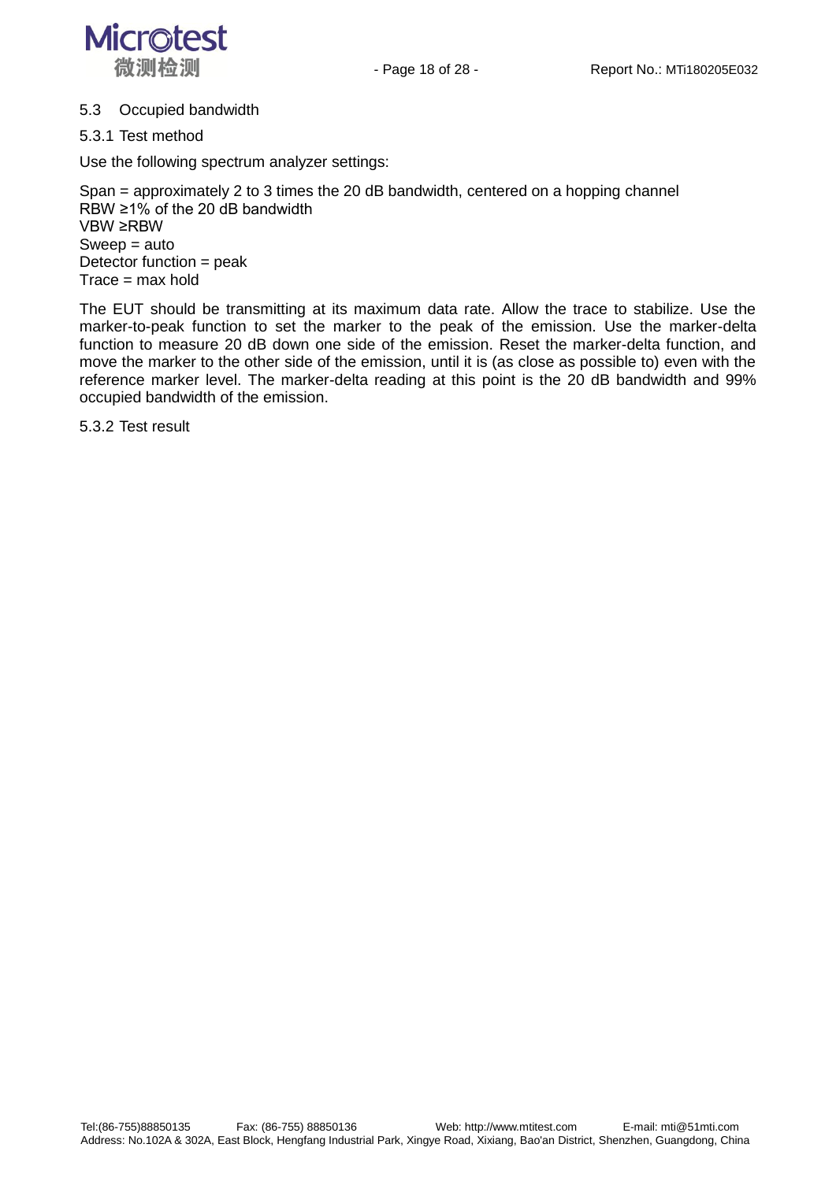## 5.3 Occupied bandwidth

### 5.3.1 Test method

Use the following spectrum analyzer settings:

Span = approximately 2 to 3 times the 20 dB bandwidth, centered on a hopping channel
RBW ≥1% of the 20 dB bandwidth
VBW ≥RBW
Sweep = auto
Detector function = peak
Trace = max hold

The EUT should be transmitting at its maximum data rate. Allow the trace to stabilize. Use the marker-to-peak function to set the marker to the peak of the emission. Use the marker-delta function to measure 20 dB down one side of the emission. Reset the marker-delta function, and move the marker to the other side of the emission, until it is (as close as possible to) even with the reference marker level. The marker-delta reading at this point is the 20 dB bandwidth and 99% occupied bandwidth of the emission.

### 5.3.2 Test result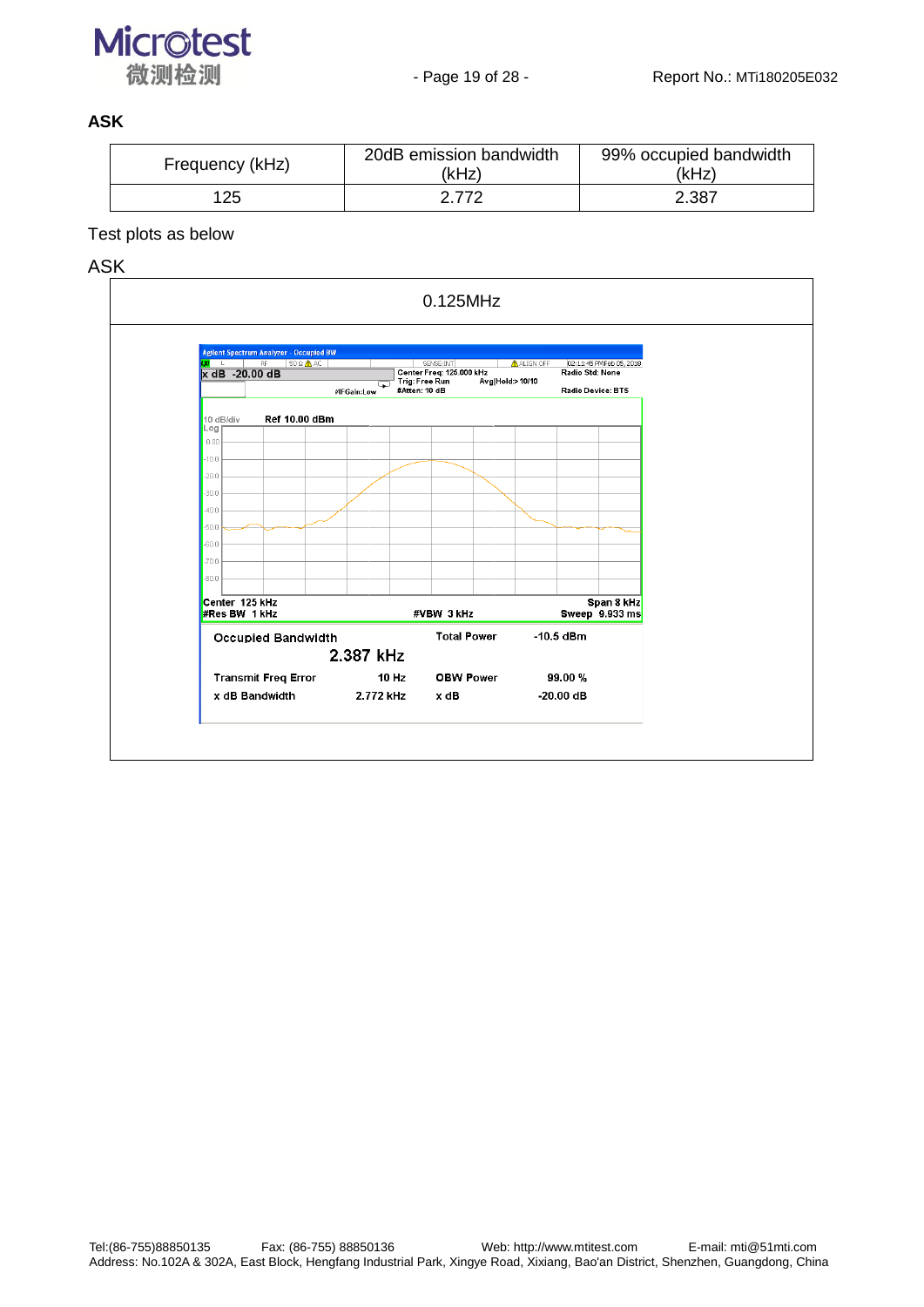**ASK**

| Frequency (kHz) | 20dB emission bandwidth (kHz) | 99% occupied bandwidth (kHz) |
|---|---|---|
| 125 | 2.772 | 2.387 |

Test plots as below

ASK

0.125MHz

Agilent Spectrum Analyzer - Occupied BW

x dB -20.00 dB

Center Freq: 125.000 kHz
Trig: Free Run
#Atten: 10 dB
Avg|Hold:> 10/10
Radio Std: None
Radio Device: BTS
#IFGain:Low
02:11:45 PM Feb 05, 2018

10 dB/div Ref 10.00 dBm
Log

Center 125 kHz
#Res BW 1 kHz
#VBW 3 kHz
Span 8 kHz
Sweep 9.933 ms

Occupied Bandwidth
2.387 kHz
Total Power -10.5 dBm
Transmit Freq Error 10 Hz
OBW Power 99.00 %
x dB Bandwidth 2.772 kHz
x dB -20.00 dB